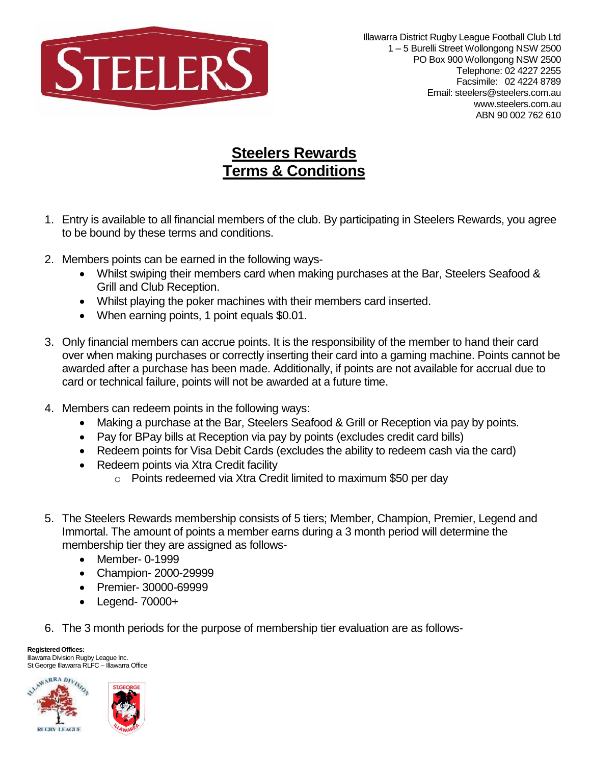Illawarra District Rugby League Football Club Ltd
1 – 5 Burelli Street Wollongong NSW 2500
PO Box 900 Wollongong NSW 2500
Telephone: 02 4227 2255
Facsimile: 02 4224 8789
Email: steelers@steelers.com.au
www.steelers.com.au
ABN 90 002 762 610

# Steelers Rewards
# Terms & Conditions

1. Entry is available to all financial members of the club. By participating in Steelers Rewards, you agree to be bound by these terms and conditions.

2. Members points can be earned in the following ways-
   - Whilst swiping their members card when making purchases at the Bar, Steelers Seafood & Grill and Club Reception.
   - Whilst playing the poker machines with their members card inserted.
   - When earning points, 1 point equals $0.01.

3. Only financial members can accrue points. It is the responsibility of the member to hand their card over when making purchases or correctly inserting their card into a gaming machine. Points cannot be awarded after a purchase has been made. Additionally, if points are not available for accrual due to card or technical failure, points will not be awarded at a future time.

4. Members can redeem points in the following ways:
   - Making a purchase at the Bar, Steelers Seafood & Grill or Reception via pay by points.
   - Pay for BPay bills at Reception via pay by points (excludes credit card bills)
   - Redeem points for Visa Debit Cards (excludes the ability to redeem cash via the card)
   - Redeem points via Xtra Credit facility
     - Points redeemed via Xtra Credit limited to maximum $50 per day

5. The Steelers Rewards membership consists of 5 tiers; Member, Champion, Premier, Legend and Immortal. The amount of points a member earns during a 3 month period will determine the membership tier they are assigned as follows-
   - Member- 0-1999
   - Champion- 2000-29999
   - Premier- 30000-69999
   - Legend- 70000+

6. The 3 month periods for the purpose of membership tier evaluation are as follows-

**Registered Offices:**
Illawarra Division Rugby League Inc.
St George Illawarra RLFC – Illawarra Office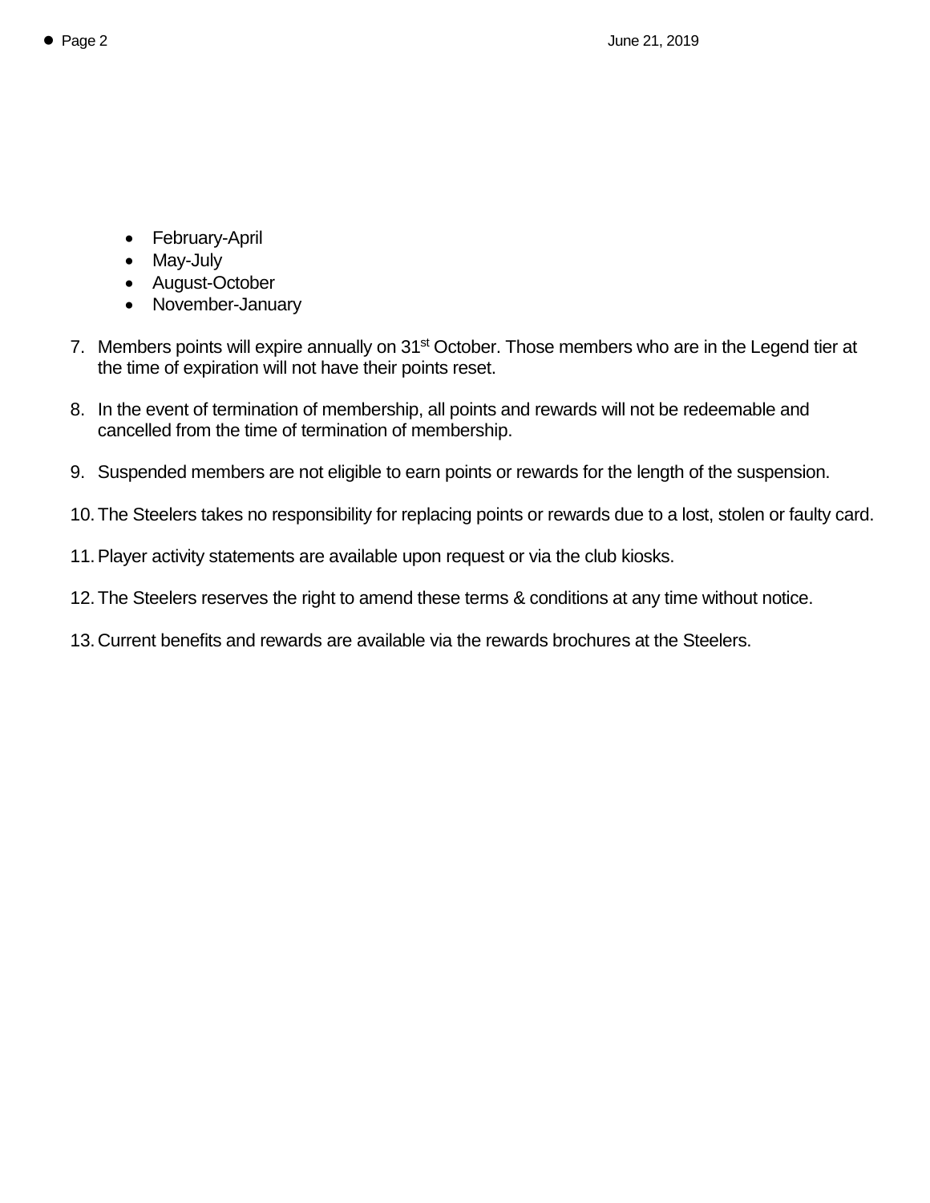- February-April
- May-July
- August-October
- November-January

7. Members points will expire annually on 31st October. Those members who are in the Legend tier at the time of expiration will not have their points reset.

8. In the event of termination of membership, all points and rewards will not be redeemable and cancelled from the time of termination of membership.

9. Suspended members are not eligible to earn points or rewards for the length of the suspension.

10. The Steelers takes no responsibility for replacing points or rewards due to a lost, stolen or faulty card.

11. Player activity statements are available upon request or via the club kiosks.

12. The Steelers reserves the right to amend these terms & conditions at any time without notice.

13. Current benefits and rewards are available via the rewards brochures at the Steelers.